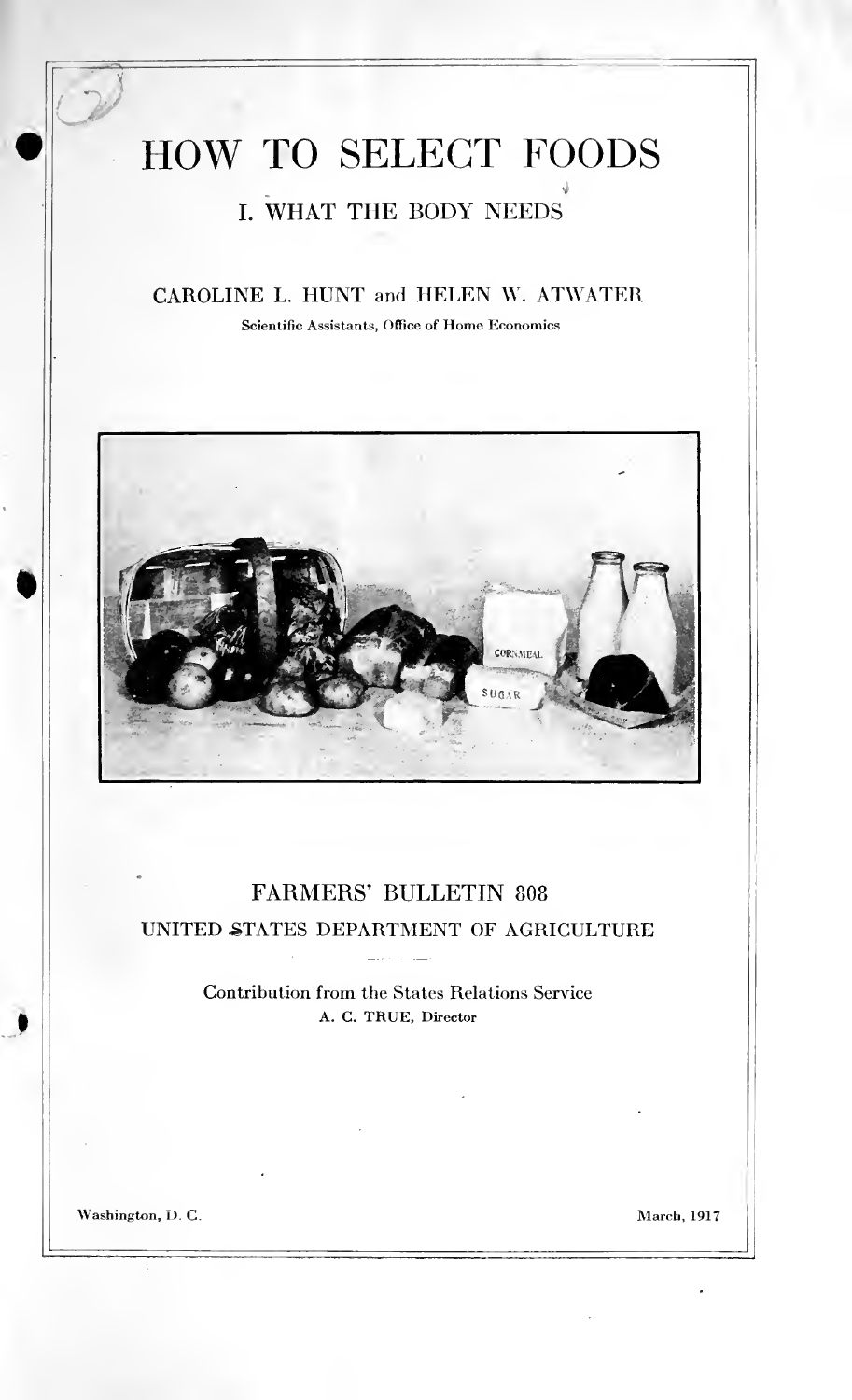# HOW TO SELECT FOODS

## I. WHAT THE BODY NEEDS

CAROLINE L. HUNT and HELEN W. ATWATER

Scientific Assistants, Office of Home Economics

FARMERS' BULLETIN 808

UNITED STATES DEPARTMENT OF AGRICULTURE

Contribution from the States Relations Service

A. C. TRUE, Director

Washington, D. C.

March, 1917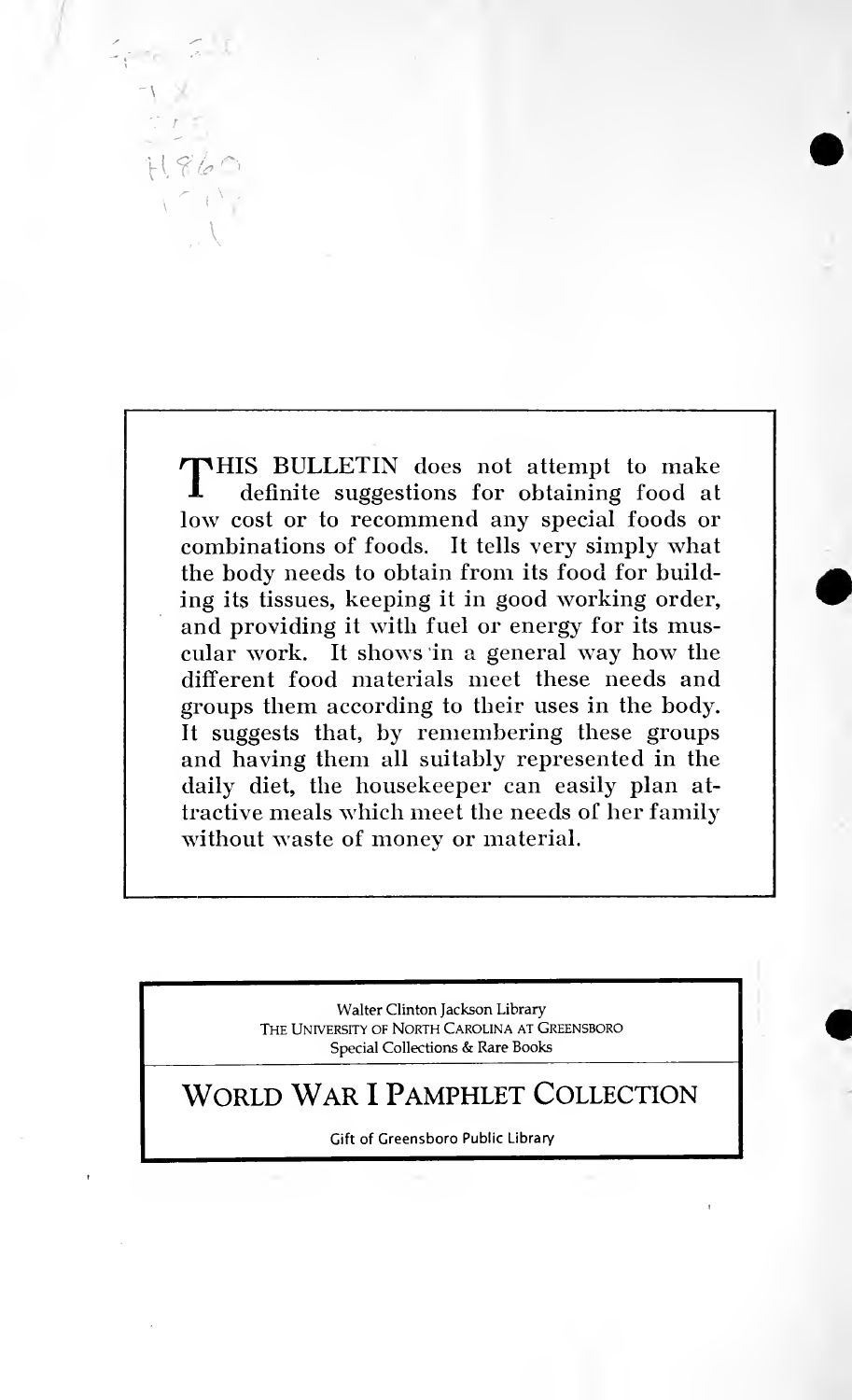THIS BULLETIN does not attempt to make definite suggestions for obtaining food at low cost or to recommend any special foods or combinations of foods. It tells very simply what the body needs to obtain from its food for building its tissues, keeping it in good working order, and providing it with fuel or energy for its muscular work. It shows in a general way how the different food materials meet these needs and groups them according to their uses in the body. It suggests that, by remembering these groups and having them all suitably represented in the daily diet, the housekeeper can easily plan attractive meals which meet the needs of her family without waste of money or material.

Walter Clinton Jackson Library
THE UNIVERSITY OF NORTH CAROLINA AT GREENSBORO
Special Collections & Rare Books

WORLD WAR I PAMPHLET COLLECTION

Gift of Greensboro Public Library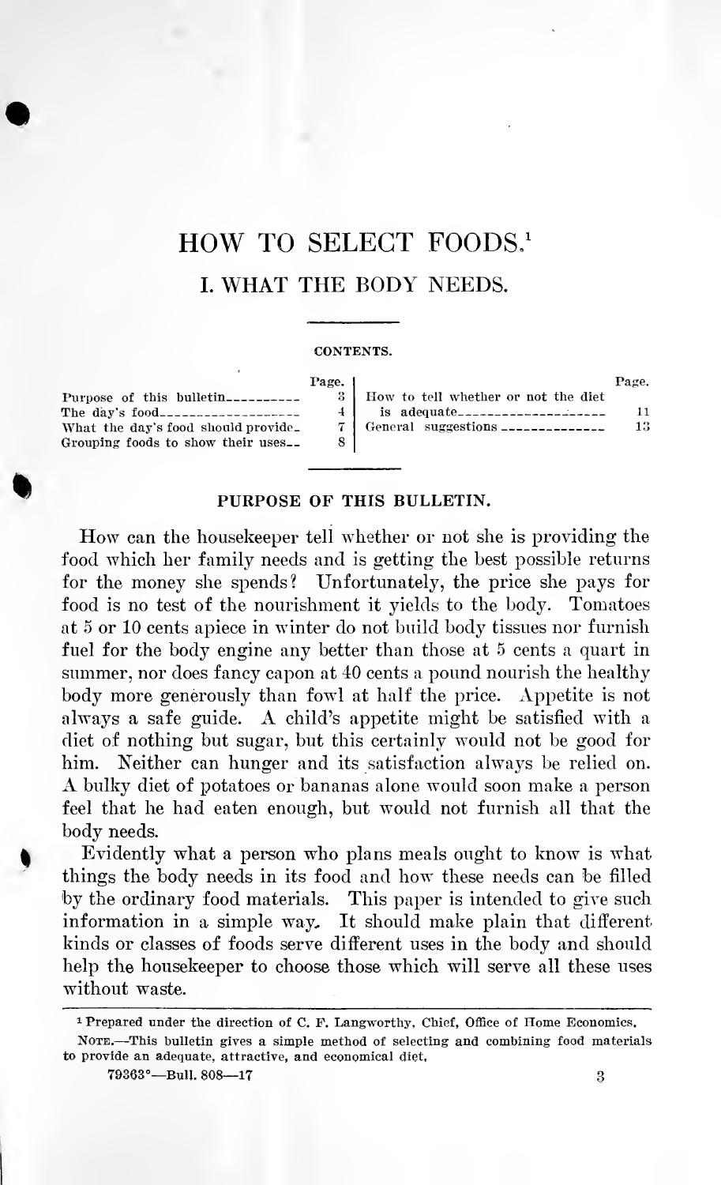# HOW TO SELECT FOODS.[1]

## I. WHAT THE BODY NEEDS.

CONTENTS.

| | Page. | | Page. |
|---|---|---|---|
| Purpose of this bulletin | 3 | How to tell whether or not the diet is adequate | 11 |
| The day's food | 4 | General suggestions | 13 |
| What the day's food should provide | 7 | | |
| Grouping foods to show their uses | 8 | | |

### PURPOSE OF THIS BULLETIN.

How can the housekeeper tell whether or not she is providing the food which her family needs and is getting the best possible returns for the money she spends? Unfortunately, the price she pays for food is no test of the nourishment it yields to the body. Tomatoes at 5 or 10 cents apiece in winter do not build body tissues nor furnish fuel for the body engine any better than those at 5 cents a quart in summer, nor does fancy capon at 40 cents a pound nourish the healthy body more generously than fowl at half the price. Appetite is not always a safe guide. A child's appetite might be satisfied with a diet of nothing but sugar, but this certainly would not be good for him. Neither can hunger and its satisfaction always be relied on. A bulky diet of potatoes or bananas alone would soon make a person feel that he had eaten enough, but would not furnish all that the body needs.

Evidently what a person who plans meals ought to know is what things the body needs in its food and how these needs can be filled by the ordinary food materials. This paper is intended to give such information in a simple way. It should make plain that different kinds or classes of foods serve different uses in the body and should help the housekeeper to choose those which will serve all these uses without waste.

---

[1] Prepared under the direction of C. F. Langworthy, Chief, Office of Home Economics.

NOTE.—This bulletin gives a simple method of selecting and combining food materials to provide an adequate, attractive, and economical diet.

79363°—Bull. 808—17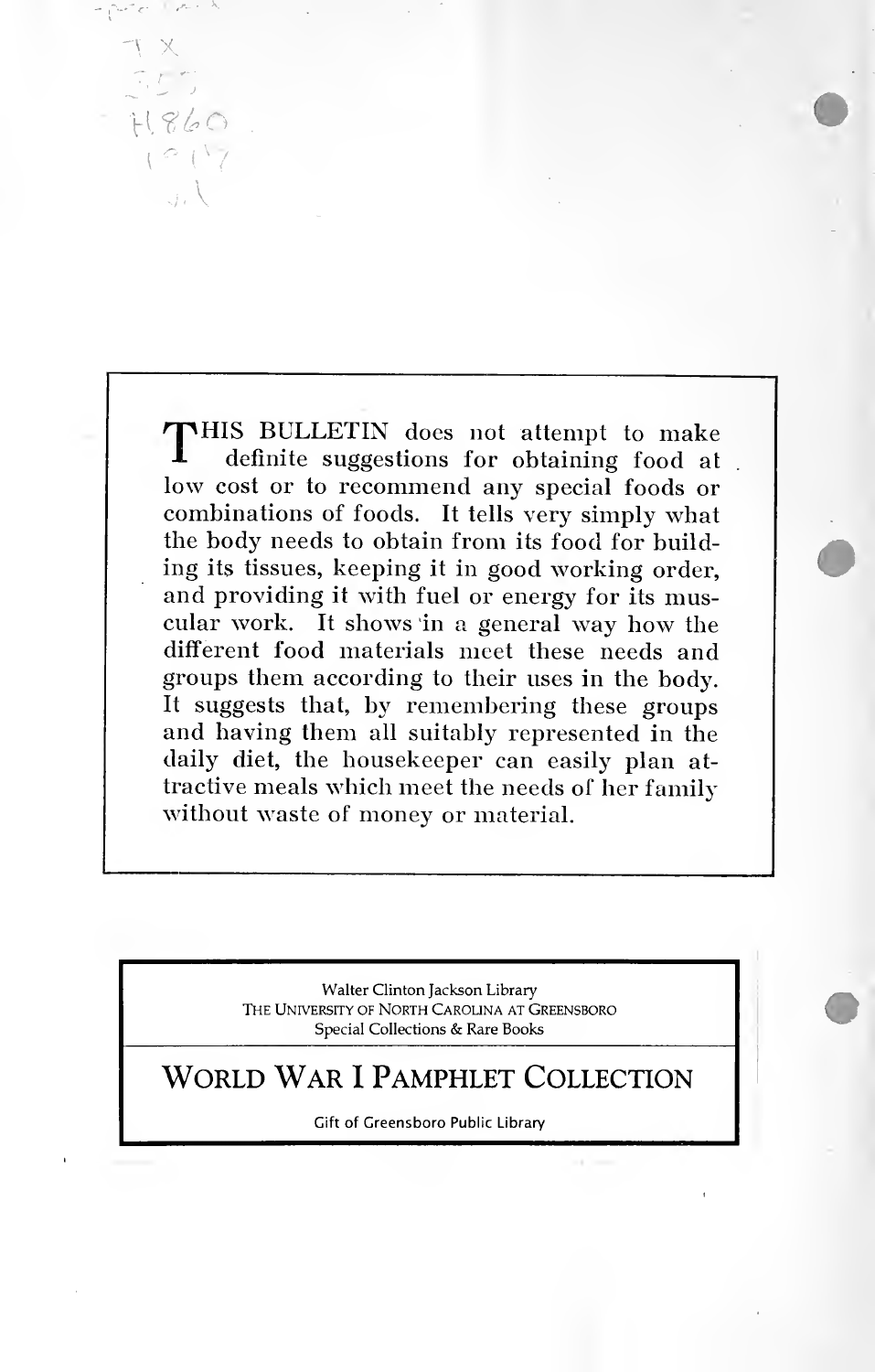THIS BULLETIN does not attempt to make definite suggestions for obtaining food at low cost or to recommend any special foods or combinations of foods. It tells very simply what the body needs to obtain from its food for building its tissues, keeping it in good working order, and providing it with fuel or energy for its muscular work. It shows in a general way how the different food materials meet these needs and groups them according to their uses in the body. It suggests that, by remembering these groups and having them all suitably represented in the daily diet, the housekeeper can easily plan attractive meals which meet the needs of her family without waste of money or material.

Walter Clinton Jackson Library
THE UNIVERSITY OF NORTH CAROLINA AT GREENSBORO
Special Collections & Rare Books

## WORLD WAR I PAMPHLET COLLECTION

Gift of Greensboro Public Library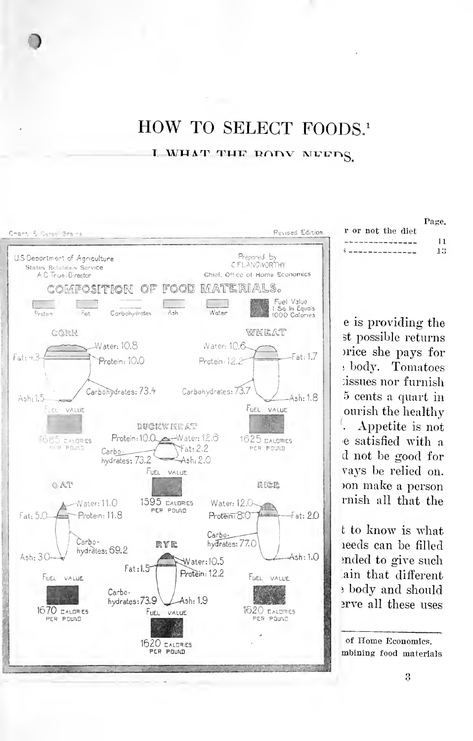# HOW TO SELECT FOODS.[1]

## I. WHAT THE BODY NEEDS.

Chart 5 Cereal Grains — Revised Edition.

U.S. Department of Agriculture
States Relations Service
A. C. True: Director

Prepared by
C. F. LANGWORTHY
Chief, Office of Home Economics

### COMPOSITION OF FOOD MATERIALS.

Protein — Fat — Carbohydrates — Ash — Water — Fuel Value 1 Sq. In. Equals 1000 Calories

**CORN**
Water: 10.8
Fat: 4.3
Protein: 10.0
Carbohydrates: 73.4
Ash: 1.5
Fuel Value: 1685 calories per pound

**WHEAT**
Water: 10.6
Protein: 12.2
Fat: 1.7
Carbohydrates: 73.7
Ash: 1.8
Fuel Value: 1625 calories per pound

**BUCKWHEAT**
Protein: 10.0
Water: 12.6
Fat: 2.2
Carbohydrates: 73.2
Ash: 2.0
Fuel Value: 1595 calories per pound

**OAT**
Water: 11.0
Fat: 5.0
Protein: 11.8
Carbohydrates: 69.2
Ash: 3.0
Fuel Value: 1670 calories per pound

**RICE**
Water: 12.0
Protein: 8.0
Fat: 2.0
Carbohydrates: 77.0
Ash: 1.0
Fuel Value: 1620 calories per pound

**RYE**
Fat: 1.5
Water: 10.5
Protein: 12.2
Carbohydrates: 73.9
Ash: 1.9
Fuel Value: 1620 calories per pound

| | Page. |
|---|---|
| ...r or not the diet ............... | 11 |
| ...s ............... | 13 |

...e is providing the ...st possible returns ...rice she pays for ... body. Tomatoes ...issues nor furnish ...5 cents a quart in ...ourish the healthy ... Appetite is not ...e satisfied with a ...d not be good for ...vays be relied on. ...on make a person ...rnish all that the

...t to know is what ...needs can be filled ...nded to give such ...ain that different ... body and should ...erve all these uses

---

...of Home Economics. ...mbining food materials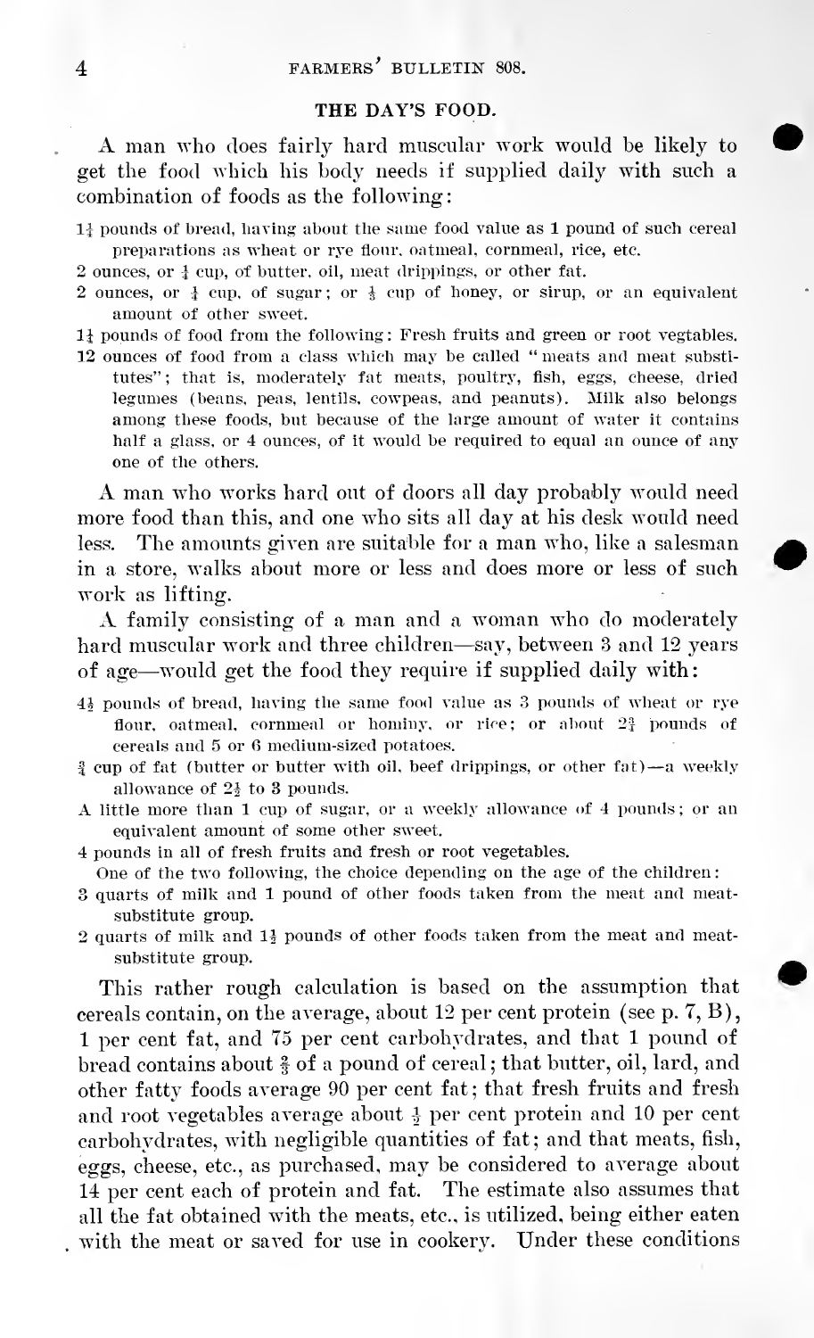## THE DAY'S FOOD.

A man who does fairly hard muscular work would be likely to get the food which his body needs if supplied daily with such a combination of foods as the following:

- $1\frac{1}{4}$ pounds of bread, having about the same food value as 1 pound of such cereal preparations as wheat or rye flour, oatmeal, cornmeal, rice, etc.
- 2 ounces, or $\frac{1}{4}$ cup, of butter, oil, meat drippings, or other fat.
- 2 ounces, or $\frac{1}{4}$ cup, of sugar; or $\frac{1}{3}$ cup of honey, or sirup, or an equivalent amount of other sweet.
- $1\frac{1}{4}$ pounds of food from the following: Fresh fruits and green or root vegtables.
- 12 ounces of food from a class which may be called "meats and meat substitutes"; that is, moderately fat meats, poultry, fish, eggs, cheese, dried legumes (beans, peas, lentils, cowpeas, and peanuts). Milk also belongs among these foods, but because of the large amount of water it contains half a glass, or 4 ounces, of it would be required to equal an ounce of any one of the others.

A man who works hard out of doors all day probably would need more food than this, and one who sits all day at his desk would need less. The amounts given are suitable for a man who, like a salesman in a store, walks about more or less and does more or less of such work as lifting.

A family consisting of a man and a woman who do moderately hard muscular work and three children—say, between 3 and 12 years of age—would get the food they require if supplied daily with:

- $4\frac{1}{2}$ pounds of bread, having the same food value as 3 pounds of wheat or rye flour, oatmeal, cornmeal or hominy, or rice; or about $2\frac{3}{4}$ pounds of cereals and 5 or 6 medium-sized potatoes.
- $\frac{3}{4}$ cup of fat (butter or butter with oil, beef drippings, or other fat)—a weekly allowance of $2\frac{1}{2}$ to 3 pounds.
- A little more than 1 cup of sugar, or a weekly allowance of 4 pounds; or an equivalent amount of some other sweet.
- 4 pounds in all of fresh fruits and fresh or root vegetables.

One of the two following, the choice depending on the age of the children:

- 3 quarts of milk and 1 pound of other foods taken from the meat and meat-substitute group.
- 2 quarts of milk and $1\frac{1}{2}$ pounds of other foods taken from the meat and meat-substitute group.

This rather rough calculation is based on the assumption that cereals contain, on the average, about 12 per cent protein (see p. 7, B), 1 per cent fat, and 75 per cent carbohydrates, and that 1 pound of bread contains about $\frac{2}{3}$ of a pound of cereal; that butter, oil, lard, and other fatty foods average 90 per cent fat; that fresh fruits and fresh and root vegetables average about $\frac{1}{2}$ per cent protein and 10 per cent carbohydrates, with negligible quantities of fat; and that meats, fish, eggs, cheese, etc., as purchased, may be considered to average about 14 per cent each of protein and fat. The estimate also assumes that all the fat obtained with the meats, etc., is utilized, being either eaten with the meat or saved for use in cookery. Under these conditions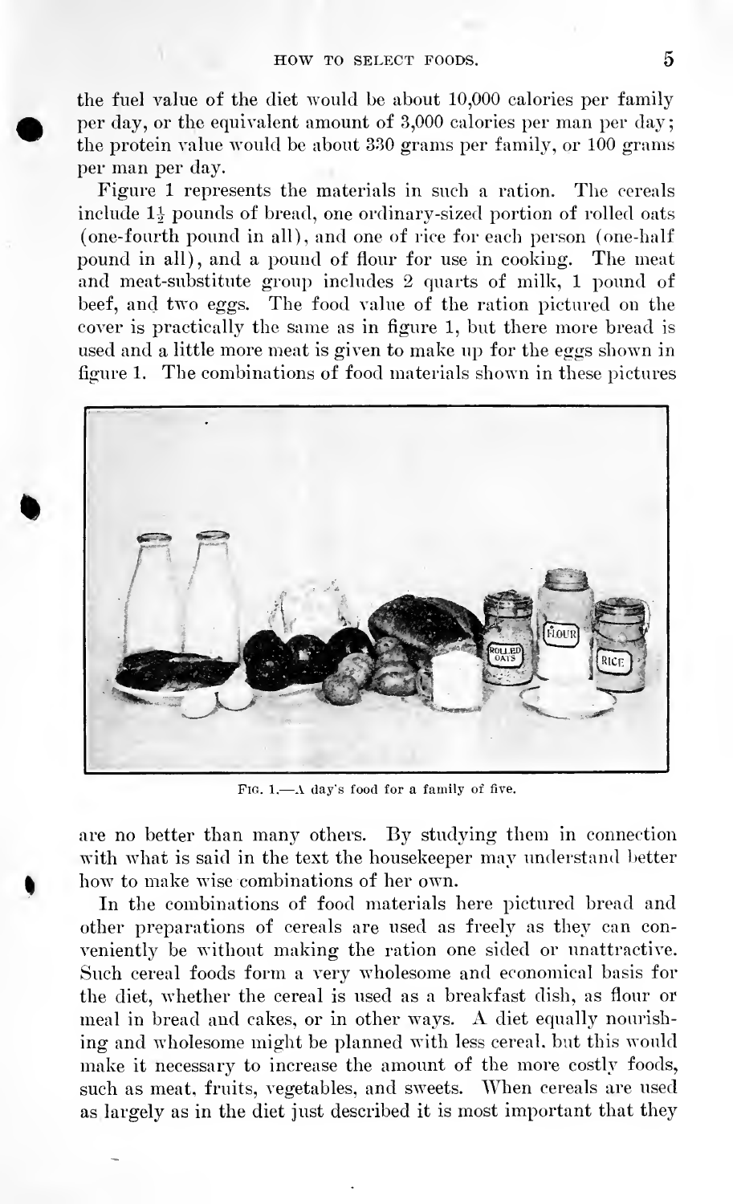the fuel value of the diet would be about 10,000 calories per family per day, or the equivalent amount of 3,000 calories per man per day; the protein value would be about 330 grams per family, or 100 grams per man per day.

Figure 1 represents the materials in such a ration. The cereals include $1\frac{1}{2}$ pounds of bread, one ordinary-sized portion of rolled oats (one-fourth pound in all), and one of rice for each person (one-half pound in all), and a pound of flour for use in cooking. The meat and meat-substitute group includes 2 quarts of milk, 1 pound of beef, and two eggs. The food value of the ration pictured on the cover is practically the same as in figure 1, but there more bread is used and a little more meat is given to make up for the eggs shown in figure 1. The combinations of food materials shown in these pictures

FIG. 1.—A day's food for a family of five.

are no better than many others. By studying them in connection with what is said in the text the housekeeper may understand better how to make wise combinations of her own.

In the combinations of food materials here pictured bread and other preparations of cereals are used as freely as they can conveniently be without making the ration one sided or unattractive. Such cereal foods form a very wholesome and economical basis for the diet, whether the cereal is used as a breakfast dish, as flour or meal in bread and cakes, or in other ways. A diet equally nourishing and wholesome might be planned with less cereal, but this would make it necessary to increase the amount of the more costly foods, such as meat, fruits, vegetables, and sweets. When cereals are used as largely as in the diet just described it is most important that they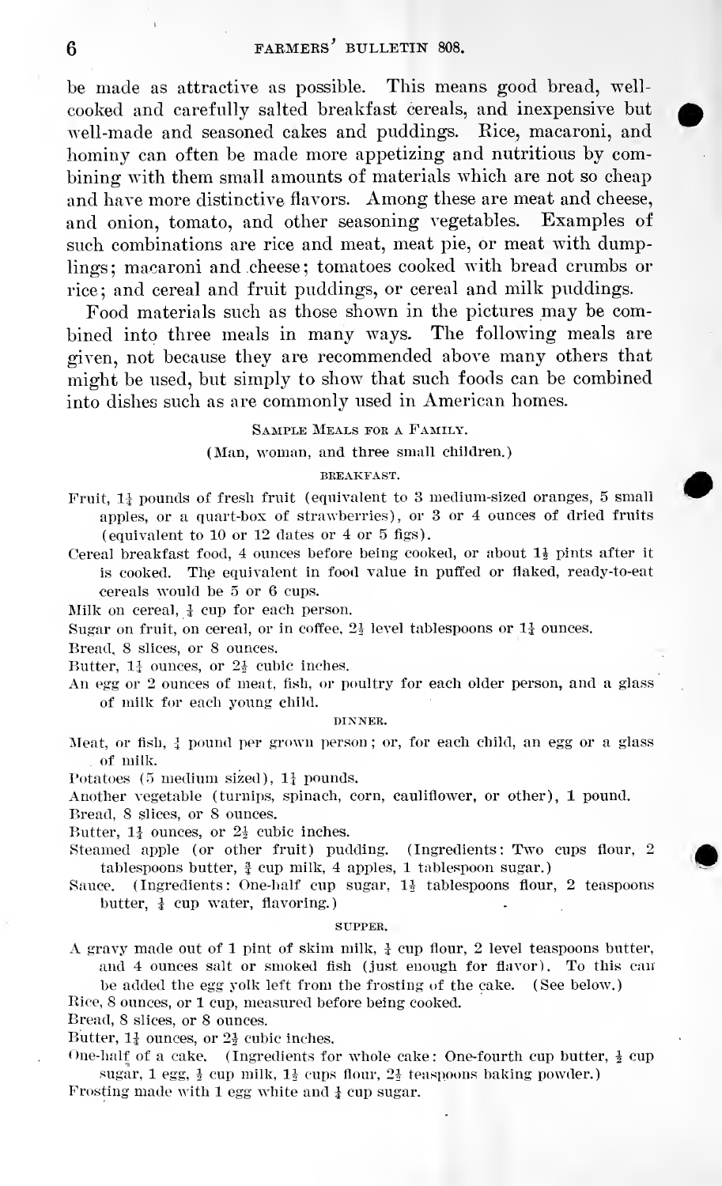be made as attractive as possible. This means good bread, well-cooked and carefully salted breakfast cereals, and inexpensive but well-made and seasoned cakes and puddings. Rice, macaroni, and hominy can often be made more appetizing and nutritious by combining with them small amounts of materials which are not so cheap and have more distinctive flavors. Among these are meat and cheese, and onion, tomato, and other seasoning vegetables. Examples of such combinations are rice and meat, meat pie, or meat with dumplings; macaroni and cheese; tomatoes cooked with bread crumbs or rice; and cereal and fruit puddings, or cereal and milk puddings.

Food materials such as those shown in the pictures may be combined into three meals in many ways. The following meals are given, not because they are recommended above many others that might be used, but simply to show that such foods can be combined into dishes such as are commonly used in American homes.

## Sample Meals for a Family.

(Man, woman, and three small children.)

### BREAKFAST.

Fruit, 1¼ pounds of fresh fruit (equivalent to 3 medium-sized oranges, 5 small apples, or a quart-box of strawberries), or 3 or 4 ounces of dried fruits (equivalent to 10 or 12 dates or 4 or 5 figs).

Cereal breakfast food, 4 ounces before being cooked, or about 1½ pints after it is cooked. The equivalent in food value in puffed or flaked, ready-to-eat cereals would be 5 or 6 cups.

Milk on cereal, ¼ cup for each person.

Sugar on fruit, on cereal, or in coffee, 2½ level tablespoons or 1¼ ounces.

Bread, 8 slices, or 8 ounces.

Butter, 1¼ ounces, or 2½ cubic inches.

An egg or 2 ounces of meat, fish, or poultry for each older person, and a glass of milk for each young child.

### DINNER.

Meat, or fish, ¼ pound per grown person; or, for each child, an egg or a glass of milk.

Potatoes (5 medium sized), 1¼ pounds.

Another vegetable (turnips, spinach, corn, cauliflower, or other), 1 pound.

Bread, 8 slices, or 8 ounces.

Butter, 1¼ ounces, or 2½ cubic inches.

Steamed apple (or other fruit) pudding. (Ingredients: Two cups flour, 2 tablespoons butter, ¾ cup milk, 4 apples, 1 tablespoon sugar.)

Sauce. (Ingredients: One-half cup sugar, 1½ tablespoons flour, 2 teaspoons butter, ¾ cup water, flavoring.)

### SUPPER.

A gravy made out of 1 pint of skim milk, ¼ cup flour, 2 level teaspoons butter, and 4 ounces salt or smoked fish (just enough for flavor). To this can be added the egg yolk left from the frosting of the cake. (See below.)

Rice, 8 ounces, or 1 cup, measured before being cooked.

Bread, 8 slices, or 8 ounces.

Butter, 1¼ ounces, or 2½ cubic inches.

One-half of a cake. (Ingredients for whole cake: One-fourth cup butter, ½ cup sugar, 1 egg, ½ cup milk, 1½ cups flour, 2½ teaspoons baking powder.)

Frosting made with 1 egg white and ¼ cup sugar.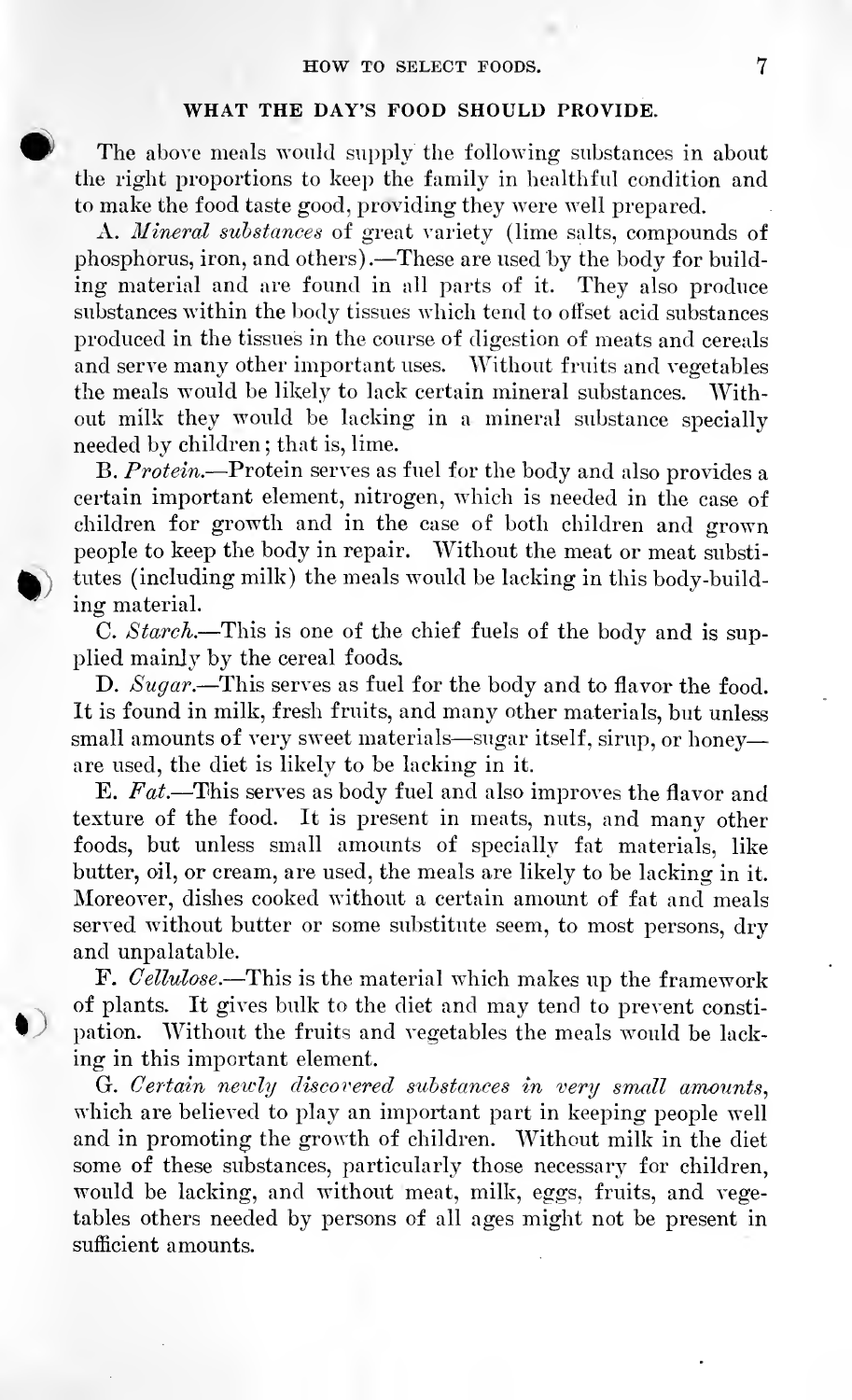## WHAT THE DAY'S FOOD SHOULD PROVIDE.

The above meals would supply the following substances in about the right proportions to keep the family in healthful condition and to make the food taste good, providing they were well prepared.

A. *Mineral substances* of great variety (lime salts, compounds of phosphorus, iron, and others).—These are used by the body for building material and are found in all parts of it. They also produce substances within the body tissues which tend to offset acid substances produced in the tissues in the course of digestion of meats and cereals and serve many other important uses. Without fruits and vegetables the meals would be likely to lack certain mineral substances. Without milk they would be lacking in a mineral substance specially needed by children; that is, lime.

B. *Protein.*—Protein serves as fuel for the body and also provides a certain important element, nitrogen, which is needed in the case of children for growth and in the case of both children and grown people to keep the body in repair. Without the meat or meat substitutes (including milk) the meals would be lacking in this body-building material.

C. *Starch.*—This is one of the chief fuels of the body and is supplied mainly by the cereal foods.

D. *Sugar.*—This serves as fuel for the body and to flavor the food. It is found in milk, fresh fruits, and many other materials, but unless small amounts of very sweet materials—sugar itself, sirup, or honey—are used, the diet is likely to be lacking in it.

E. *Fat.*—This serves as body fuel and also improves the flavor and texture of the food. It is present in meats, nuts, and many other foods, but unless small amounts of specially fat materials, like butter, oil, or cream, are used, the meals are likely to be lacking in it. Moreover, dishes cooked without a certain amount of fat and meals served without butter or some substitute seem, to most persons, dry and unpalatable.

F. *Cellulose.*—This is the material which makes up the framework of plants. It gives bulk to the diet and may tend to prevent constipation. Without the fruits and vegetables the meals would be lacking in this important element.

G. *Certain newly discovered substances in very small amounts,* which are believed to play an important part in keeping people well and in promoting the growth of children. Without milk in the diet some of these substances, particularly those necessary for children, would be lacking, and without meat, milk, eggs, fruits, and vegetables others needed by persons of all ages might not be present in sufficient amounts.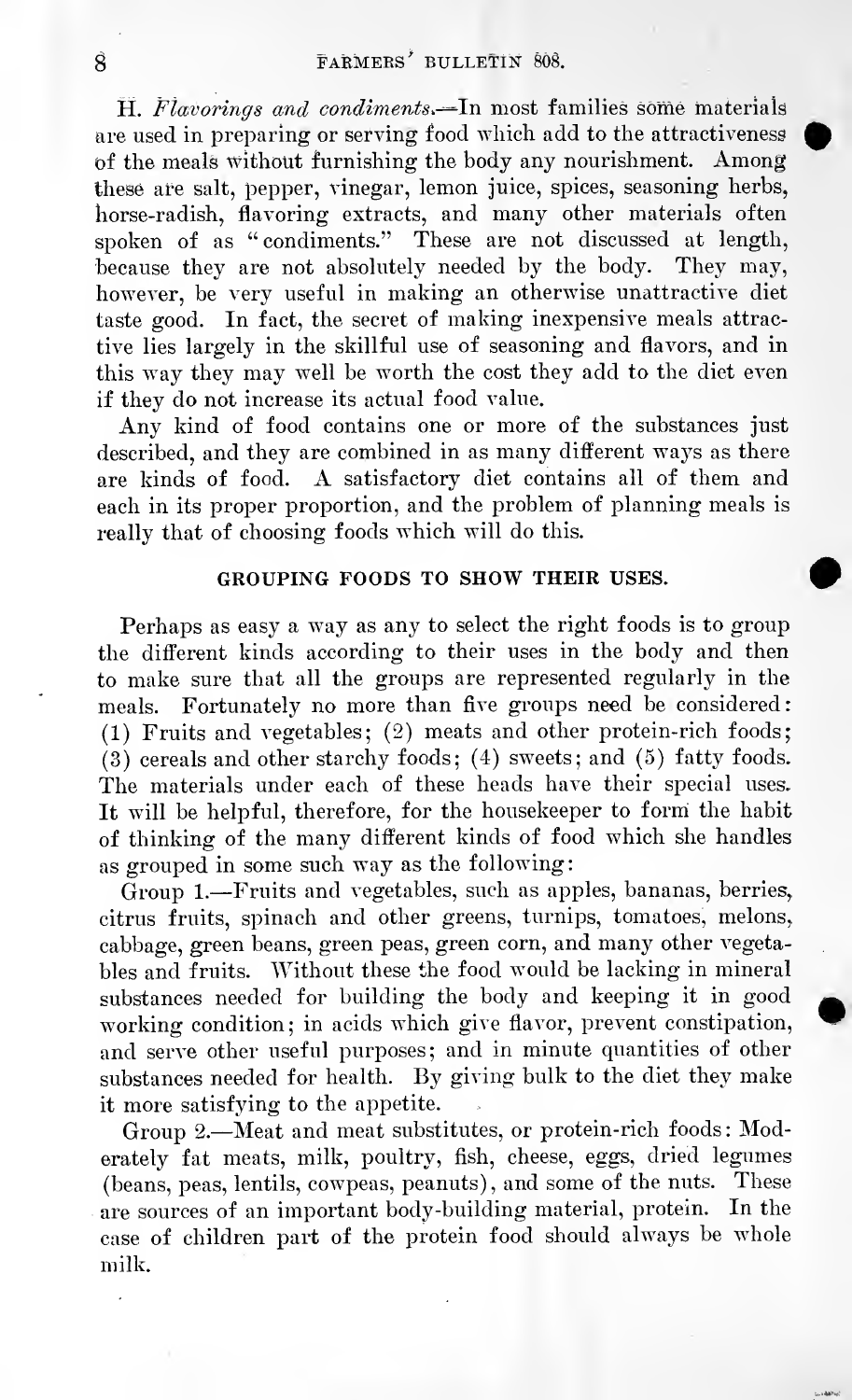H. *Flavorings and condiments.*—In most families some materials are used in preparing or serving food which add to the attractiveness of the meals without furnishing the body any nourishment. Among these are salt, pepper, vinegar, lemon juice, spices, seasoning herbs, horse-radish, flavoring extracts, and many other materials often spoken of as "condiments." These are not discussed at length, because they are not absolutely needed by the body. They may, however, be very useful in making an otherwise unattractive diet taste good. In fact, the secret of making inexpensive meals attractive lies largely in the skillful use of seasoning and flavors, and in this way they may well be worth the cost they add to the diet even if they do not increase its actual food value.

Any kind of food contains one or more of the substances just described, and they are combined in as many different ways as there are kinds of food. A satisfactory diet contains all of them and each in its proper proportion, and the problem of planning meals is really that of choosing foods which will do this.

## GROUPING FOODS TO SHOW THEIR USES.

Perhaps as easy a way as any to select the right foods is to group the different kinds according to their uses in the body and then to make sure that all the groups are represented regularly in the meals. Fortunately no more than five groups need be considered: (1) Fruits and vegetables; (2) meats and other protein-rich foods; (3) cereals and other starchy foods; (4) sweets; and (5) fatty foods. The materials under each of these heads have their special uses. It will be helpful, therefore, for the housekeeper to form the habit of thinking of the many different kinds of food which she handles as grouped in some such way as the following:

Group 1.—Fruits and vegetables, such as apples, bananas, berries, citrus fruits, spinach and other greens, turnips, tomatoes, melons, cabbage, green beans, green peas, green corn, and many other vegetables and fruits. Without these the food would be lacking in mineral substances needed for building the body and keeping it in good working condition; in acids which give flavor, prevent constipation, and serve other useful purposes; and in minute quantities of other substances needed for health. By giving bulk to the diet they make it more satisfying to the appetite.

Group 2.—Meat and meat substitutes, or protein-rich foods: Moderately fat meats, milk, poultry, fish, cheese, eggs, dried legumes (beans, peas, lentils, cowpeas, peanuts), and some of the nuts. These are sources of an important body-building material, protein. In the case of children part of the protein food should always be whole milk.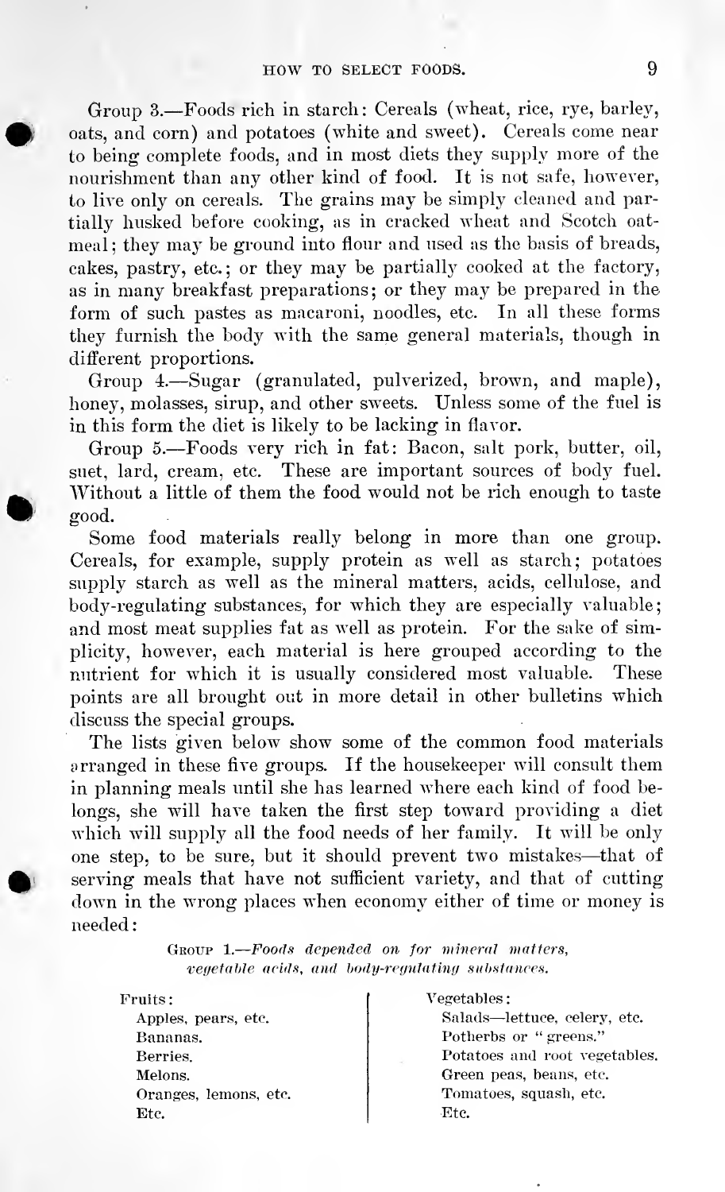Group 3.—Foods rich in starch: Cereals (wheat, rice, rye, barley, oats, and corn) and potatoes (white and sweet). Cereals come near to being complete foods, and in most diets they supply more of the nourishment than any other kind of food. It is not safe, however, to live only on cereals. The grains may be simply cleaned and partially husked before cooking, as in cracked wheat and Scotch oatmeal; they may be ground into flour and used as the basis of breads, cakes, pastry, etc.; or they may be partially cooked at the factory, as in many breakfast preparations; or they may be prepared in the form of such pastes as macaroni, noodles, etc. In all these forms they furnish the body with the same general materials, though in different proportions.

Group 4.—Sugar (granulated, pulverized, brown, and maple), honey, molasses, sirup, and other sweets. Unless some of the fuel is in this form the diet is likely to be lacking in flavor.

Group 5.—Foods very rich in fat: Bacon, salt pork, butter, oil, suet, lard, cream, etc. These are important sources of body fuel. Without a little of them the food would not be rich enough to taste good.

Some food materials really belong in more than one group. Cereals, for example, supply protein as well as starch; potatoes supply starch as well as the mineral matters, acids, cellulose, and body-regulating substances, for which they are especially valuable; and most meat supplies fat as well as protein. For the sake of simplicity, however, each material is here grouped according to the nutrient for which it is usually considered most valuable. These points are all brought out in more detail in other bulletins which discuss the special groups.

The lists given below show some of the common food materials arranged in these five groups. If the housekeeper will consult them in planning meals until she has learned where each kind of food belongs, she will have taken the first step toward providing a diet which will supply all the food needs of her family. It will be only one step, to be sure, but it should prevent two mistakes—that of serving meals that have not sufficient variety, and that of cutting down in the wrong places when economy either of time or money is needed:

GROUP 1.—*Foods depended on for mineral matters, vegetable acids, and body-regulating substances.*

| Fruits: | Vegetables: |
|---|---|
| Apples, pears, etc. | Salads—lettuce, celery, etc. |
| Bananas. | Potherbs or "greens." |
| Berries. | Potatoes and root vegetables. |
| Melons. | Green peas, beans, etc. |
| Oranges, lemons, etc. | Tomatoes, squash, etc. |
| Etc. | Etc. |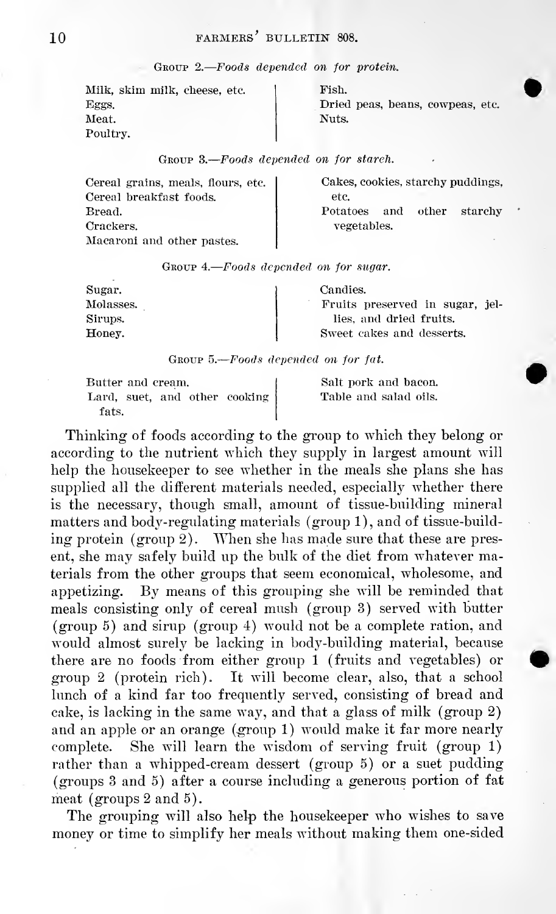Group 2.—*Foods depended on for protein.*

| | |
|---|---|
| Milk, skim milk, cheese, etc. | Fish. |
| Eggs. | Dried peas, beans, cowpeas, etc. |
| Meat. | Nuts. |
| Poultry. | |

Group 3.—*Foods depended on for starch.*

| | |
|---|---|
| Cereal grains, meals, flours, etc. | Cakes, cookies, starchy puddings, etc. |
| Cereal breakfast foods. | Potatoes and other starchy vegetables. |
| Bread. | |
| Crackers. | |
| Macaroni and other pastes. | |

Group 4.—*Foods depended on for sugar.*

| | |
|---|---|
| Sugar. | Candies. |
| Molasses. | Fruits preserved in sugar, jellies, and dried fruits. |
| Sirups. | Sweet cakes and desserts. |
| Honey. | |

Group 5.—*Foods depended on for fat.*

| | |
|---|---|
| Butter and cream. | Salt pork and bacon. |
| Lard, suet, and other cooking fats. | Table and salad oils. |

Thinking of foods according to the group to which they belong or according to the nutrient which they supply in largest amount will help the housekeeper to see whether in the meals she plans she has supplied all the different materials needed, especially whether there is the necessary, though small, amount of tissue-building mineral matters and body-regulating materials (group 1), and of tissue-building protein (group 2). When she has made sure that these are present, she may safely build up the bulk of the diet from whatever materials from the other groups that seem economical, wholesome, and appetizing. By means of this grouping she will be reminded that meals consisting only of cereal mush (group 3) served with butter (group 5) and sirup (group 4) would not be a complete ration, and would almost surely be lacking in body-building material, because there are no foods from either group 1 (fruits and vegetables) or group 2 (protein rich). It will become clear, also, that a school lunch of a kind far too frequently served, consisting of bread and cake, is lacking in the same way, and that a glass of milk (group 2) and an apple or an orange (group 1) would make it far more nearly complete. She will learn the wisdom of serving fruit (group 1) rather than a whipped-cream dessert (group 5) or a suet pudding (groups 3 and 5) after a course including a generous portion of fat meat (groups 2 and 5).

The grouping will also help the housekeeper who wishes to save money or time to simplify her meals without making them one-sided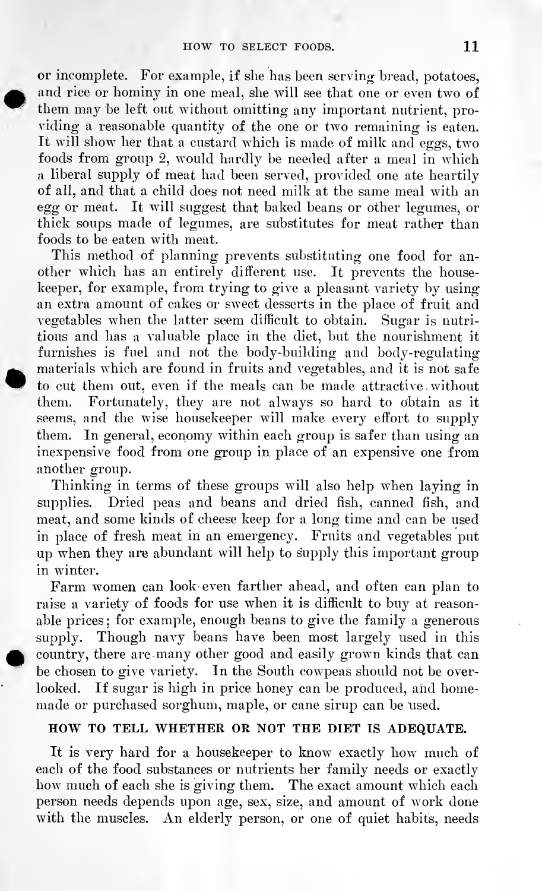or incomplete. For example, if she has been serving bread, potatoes, and rice or hominy in one meal, she will see that one or even two of them may be left out without omitting any important nutrient, providing a reasonable quantity of the one or two remaining is eaten. It will show her that a custard which is made of milk and eggs, two foods from group 2, would hardly be needed after a meal in which a liberal supply of meat had been served, provided one ate heartily of all, and that a child does not need milk at the same meal with an egg or meat. It will suggest that baked beans or other legumes, or thick soups made of legumes, are substitutes for meat rather than foods to be eaten with meat.

This method of planning prevents substituting one food for another which has an entirely different use. It prevents the housekeeper, for example, from trying to give a pleasant variety by using an extra amount of cakes or sweet desserts in the place of fruit and vegetables when the latter seem difficult to obtain. Sugar is nutritious and has a valuable place in the diet, but the nourishment it furnishes is fuel and not the body-building and body-regulating materials which are found in fruits and vegetables, and it is not safe to cut them out, even if the meals can be made attractive without them. Fortunately, they are not always so hard to obtain as it seems, and the wise housekeeper will make every effort to supply them. In general, economy within each group is safer than using an inexpensive food from one group in place of an expensive one from another group.

Thinking in terms of these groups will also help when laying in supplies. Dried peas and beans and dried fish, canned fish, and meat, and some kinds of cheese keep for a long time and can be used in place of fresh meat in an emergency. Fruits and vegetables put up when they are abundant will help to supply this important group in winter.

Farm women can look even farther ahead, and often can plan to raise a variety of foods for use when it is difficult to buy at reasonable prices; for example, enough beans to give the family a generous supply. Though navy beans have been most largely used in this country, there are many other good and easily grown kinds that can be chosen to give variety. In the South cowpeas should not be overlooked. If sugar is high in price honey can be produced, and homemade or purchased sorghum, maple, or cane sirup can be used.

## HOW TO TELL WHETHER OR NOT THE DIET IS ADEQUATE.

It is very hard for a housekeeper to know exactly how much of each of the food substances or nutrients her family needs or exactly how much of each she is giving them. The exact amount which each person needs depends upon age, sex, size, and amount of work done with the muscles. An elderly person, or one of quiet habits, needs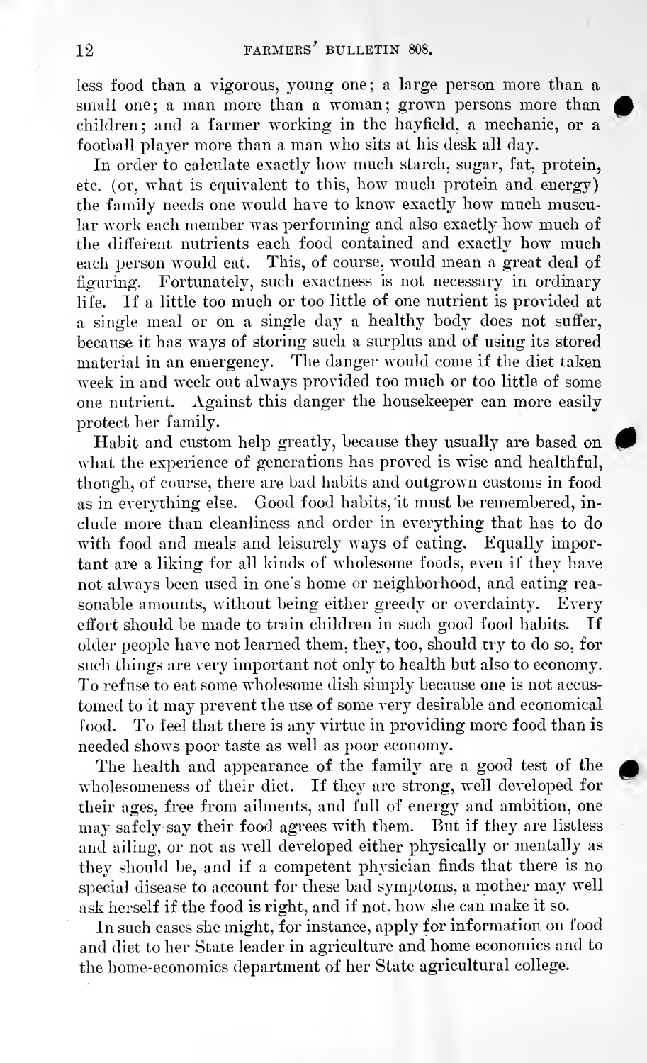less food than a vigorous, young one; a large person more than a small one; a man more than a woman; grown persons more than children; and a farmer working in the hayfield, a mechanic, or a football player more than a man who sits at his desk all day.

In order to calculate exactly how much starch, sugar, fat, protein, etc. (or, what is equivalent to this, how much protein and energy) the family needs one would have to know exactly how much muscular work each member was performing and also exactly how much of the different nutrients each food contained and exactly how much each person would eat. This, of course, would mean a great deal of figuring. Fortunately, such exactness is not necessary in ordinary life. If a little too much or too little of one nutrient is provided at a single meal or on a single day a healthy body does not suffer, because it has ways of storing such a surplus and of using its stored material in an emergency. The danger would come if the diet taken week in and week out always provided too much or too little of some one nutrient. Against this danger the housekeeper can more easily protect her family.

Habit and custom help greatly, because they usually are based on what the experience of generations has proved is wise and healthful, though, of course, there are bad habits and outgrown customs in food as in everything else. Good food habits, it must be remembered, include more than cleanliness and order in everything that has to do with food and meals and leisurely ways of eating. Equally important are a liking for all kinds of wholesome foods, even if they have not always been used in one's home or neighborhood, and eating reasonable amounts, without being either greedy or overdainty. Every effort should be made to train children in such good food habits. If older people have not learned them, they, too, should try to do so, for such things are very important not only to health but also to economy. To refuse to eat some wholesome dish simply because one is not accustomed to it may prevent the use of some very desirable and economical food. To feel that there is any virtue in providing more food than is needed shows poor taste as well as poor economy.

The health and appearance of the family are a good test of the wholesomeness of their diet. If they are strong, well developed for their ages, free from ailments, and full of energy and ambition, one may safely say their food agrees with them. But if they are listless and ailing, or not as well developed either physically or mentally as they should be, and if a competent physician finds that there is no special disease to account for these bad symptoms, a mother may well ask herself if the food is right, and if not, how she can make it so.

In such cases she might, for instance, apply for information on food and diet to her State leader in agriculture and home economics and to the home-economics department of her State agricultural college.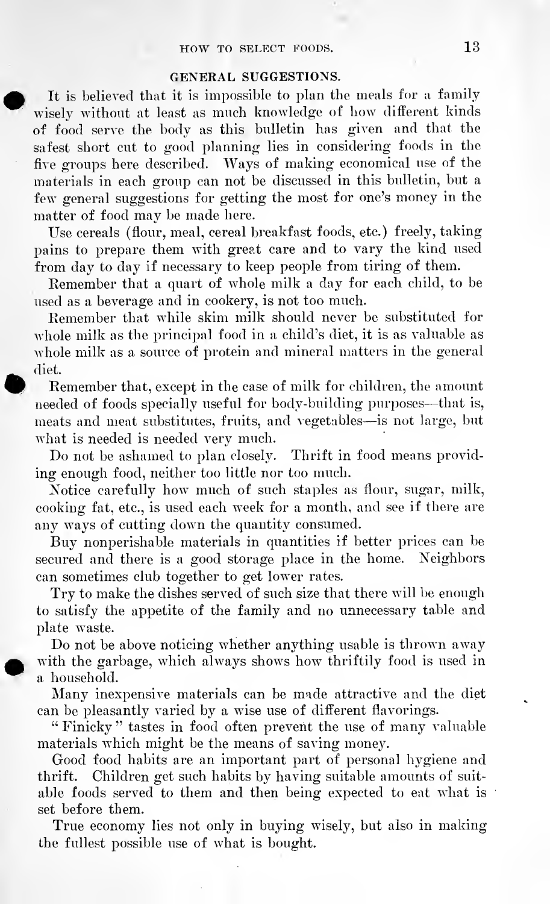## GENERAL SUGGESTIONS.

It is believed that it is impossible to plan the meals for a family wisely without at least as much knowledge of how different kinds of food serve the body as this bulletin has given and that the safest short cut to good planning lies in considering foods in the five groups here described. Ways of making economical use of the materials in each group can not be discussed in this bulletin, but a few general suggestions for getting the most for one's money in the matter of food may be made here.

Use cereals (flour, meal, cereal breakfast foods, etc.) freely, taking pains to prepare them with great care and to vary the kind used from day to day if necessary to keep people from tiring of them.

Remember that a quart of whole milk a day for each child, to be used as a beverage and in cookery, is not too much.

Remember that while skim milk should never be substituted for whole milk as the principal food in a child's diet, it is as valuable as whole milk as a source of protein and mineral matters in the general diet.

Remember that, except in the case of milk for children, the amount needed of foods specially useful for body-building purposes—that is, meats and meat substitutes, fruits, and vegetables—is not large, but what is needed is needed very much.

Do not be ashamed to plan closely. Thrift in food means providing enough food, neither too little nor too much.

Notice carefully how much of such staples as flour, sugar, milk, cooking fat, etc., is used each week for a month, and see if there are any ways of cutting down the quantity consumed.

Buy nonperishable materials in quantities if better prices can be secured and there is a good storage place in the home. Neighbors can sometimes club together to get lower rates.

Try to make the dishes served of such size that there will be enough to satisfy the appetite of the family and no unnecessary table and plate waste.

Do not be above noticing whether anything usable is thrown away with the garbage, which always shows how thriftily food is used in a household.

Many inexpensive materials can be made attractive and the diet can be pleasantly varied by a wise use of different flavorings.

"Finicky" tastes in food often prevent the use of many valuable materials which might be the means of saving money.

Good food habits are an important part of personal hygiene and thrift. Children get such habits by having suitable amounts of suitable foods served to them and then being expected to eat what is set before them.

True economy lies not only in buying wisely, but also in making the fullest possible use of what is bought.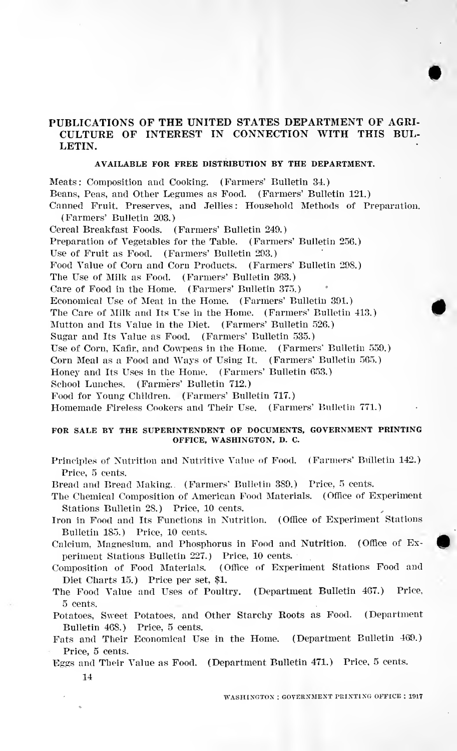## PUBLICATIONS OF THE UNITED STATES DEPARTMENT OF AGRICULTURE OF INTEREST IN CONNECTION WITH THIS BULLETIN.

### AVAILABLE FOR FREE DISTRIBUTION BY THE DEPARTMENT.

Meats: Composition and Cooking. (Farmers' Bulletin 34.)
Beans, Peas, and Other Legumes as Food. (Farmers' Bulletin 121.)
Canned Fruit, Preserves, and Jellies: Household Methods of Preparation. (Farmers' Bulletin 203.)
Cereal Breakfast Foods. (Farmers' Bulletin 249.)
Preparation of Vegetables for the Table. (Farmers' Bulletin 256.)
Use of Fruit as Food. (Farmers' Bulletin 293.)
Food Value of Corn and Corn Products. (Farmers' Bulletin 298.)
The Use of Milk as Food. (Farmers' Bulletin 363.)
Care of Food in the Home. (Farmers' Bulletin 375.)
Economical Use of Meat in the Home. (Farmers' Bulletin 391.)
The Care of Milk and Its Use in the Home. (Farmers' Bulletin 413.)
Mutton and Its Value in the Diet. (Farmers' Bulletin 526.)
Sugar and Its Value as Food. (Farmers' Bulletin 535.)
Use of Corn, Kafir, and Cowpeas in the Home. (Farmers' Bulletin 559.)
Corn Meal as a Food and Ways of Using It. (Farmers' Bulletin 565.)
Honey and Its Uses in the Home. (Farmers' Bulletin 653.)
School Lunches. (Farmers' Bulletin 712.)
Food for Young Children. (Farmers' Bulletin 717.)
Homemade Fireless Cookers and Their Use. (Farmers' Bulletin 771.)

### FOR SALE BY THE SUPERINTENDENT OF DOCUMENTS, GOVERNMENT PRINTING OFFICE, WASHINGTON, D. C.

Principles of Nutrition and Nutritive Value of Food. (Farmers' Bulletin 142.) Price, 5 cents.
Bread and Bread Making. (Farmers' Bulletin 389.) Price, 5 cents.
The Chemical Composition of American Food Materials. (Office of Experiment Stations Bulletin 28.) Price, 10 cents.
Iron in Food and Its Functions in Nutrition. (Office of Experiment Stations Bulletin 185.) Price, 10 cents.
Calcium, Magnesium, and Phosphorus in Food and Nutrition. (Office of Experiment Stations Bulletin 227.) Price, 10 cents.
Composition of Food Materials. (Office of Experiment Stations Food and Diet Charts 15.) Price per set, $1.
The Food Value and Uses of Poultry. (Department Bulletin 467.) Price, 5 cents.
Potatoes, Sweet Potatoes, and Other Starchy Roots as Food. (Department Bulletin 468.) Price, 5 cents.
Fats and Their Economical Use in the Home. (Department Bulletin 469.) Price, 5 cents.
Eggs and Their Value as Food. (Department Bulletin 471.) Price, 5 cents.

WASHINGTON : GOVERNMENT PRINTING OFFICE : 1917